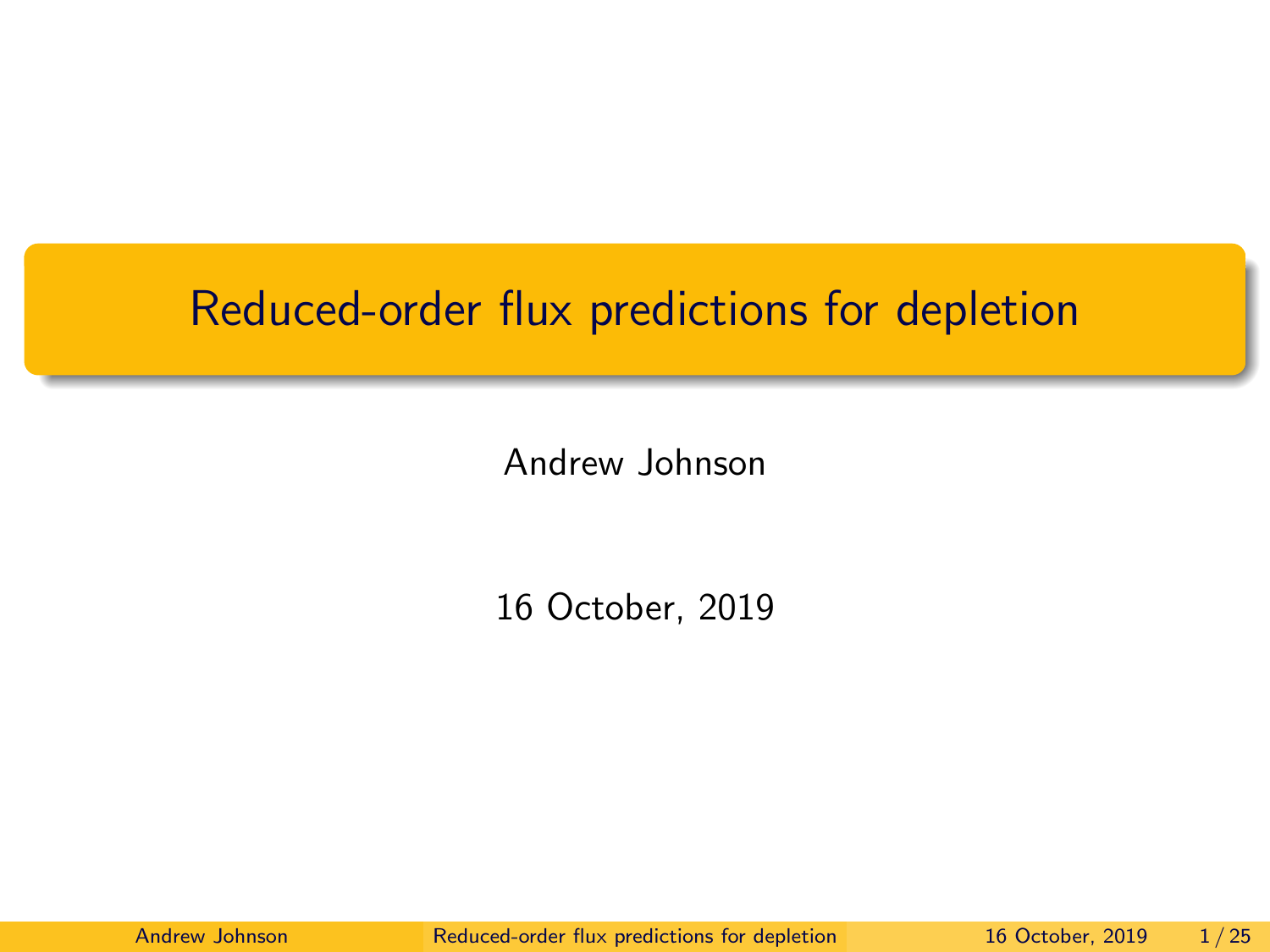# Reduced-order flux predictions for depletion

Andrew Johnson

16 October, 2019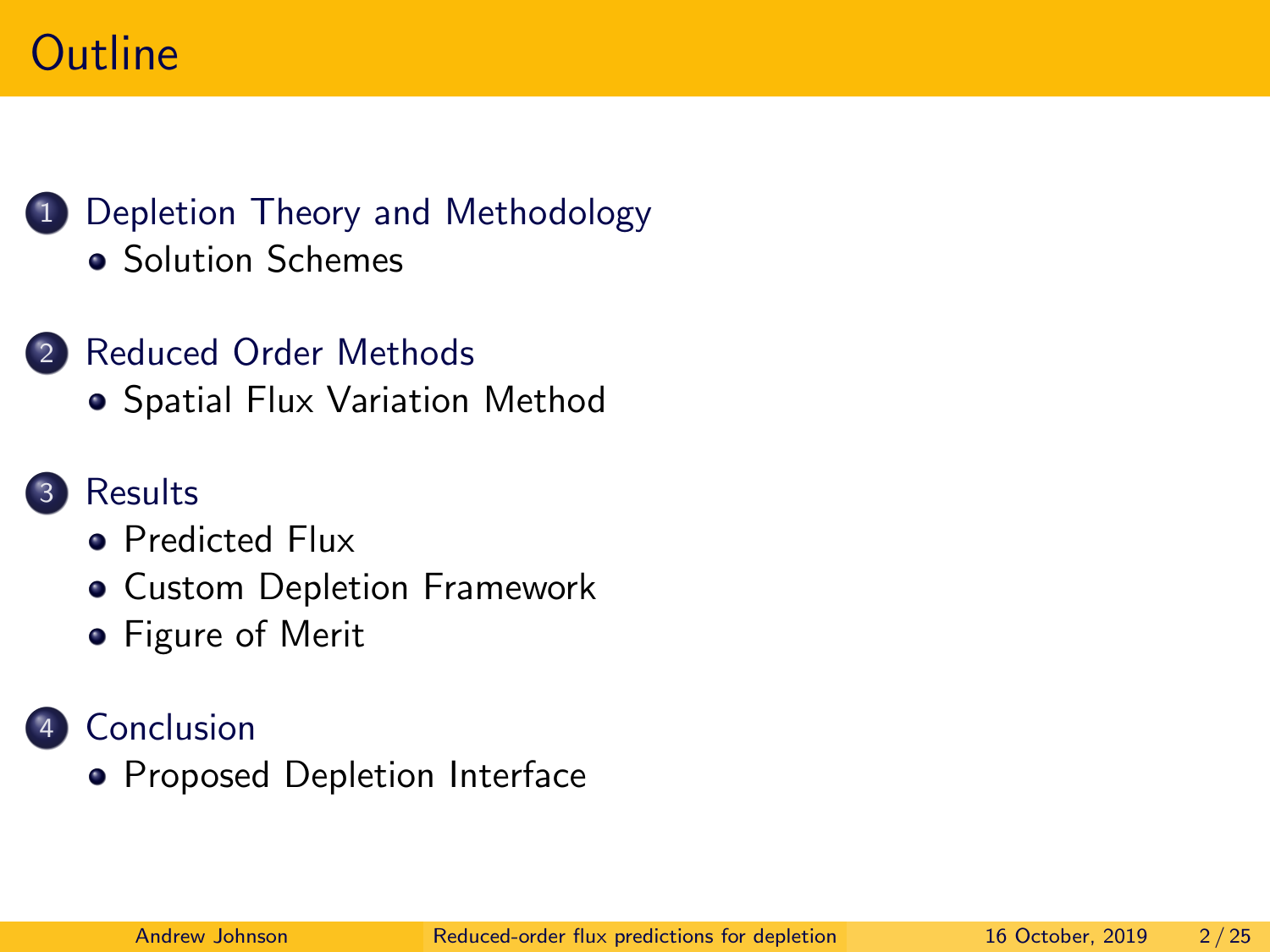# Outline

1. Depletion Theory and Methodology
   - Solution Schemes
2. Reduced Order Methods
   - Spatial Flux Variation Method
3. Results
   - Predicted Flux
   - Custom Depletion Framework
   - Figure of Merit
4. Conclusion
   - Proposed Depletion Interface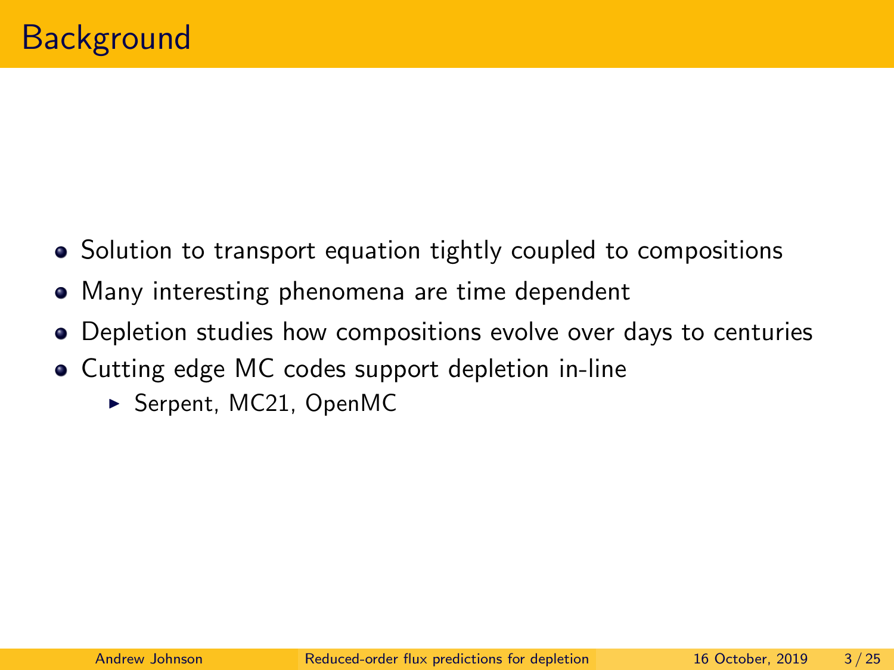# Background

- Solution to transport equation tightly coupled to compositions
- Many interesting phenomena are time dependent
- Depletion studies how compositions evolve over days to centuries
- Cutting edge MC codes support depletion in-line
  - Serpent, MC21, OpenMC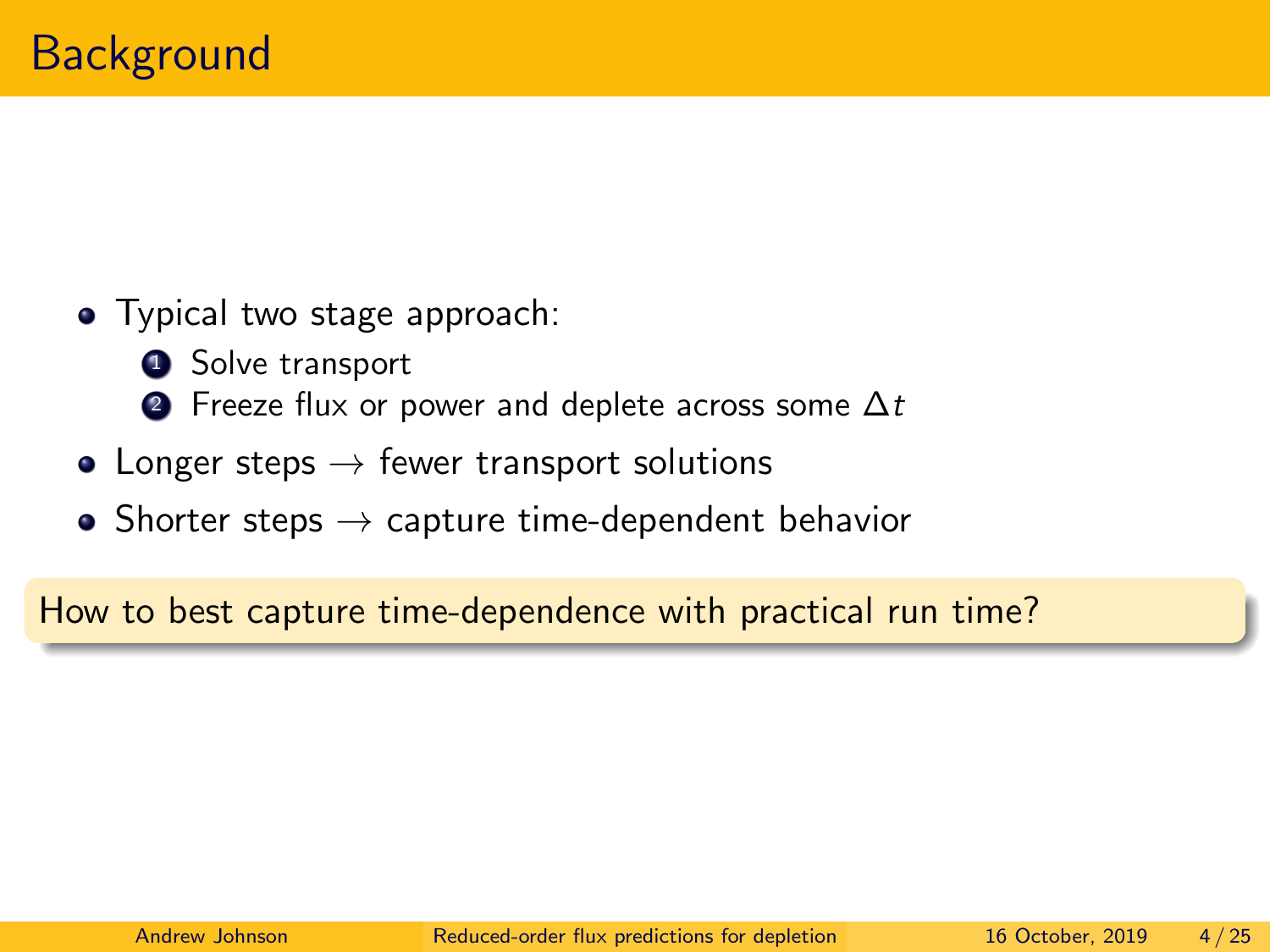# Background

- Typical two stage approach:
  1. Solve transport
  2. Freeze flux or power and deplete across some $\Delta t$
- Longer steps $\rightarrow$ fewer transport solutions
- Shorter steps $\rightarrow$ capture time-dependent behavior

How to best capture time-dependence with practical run time?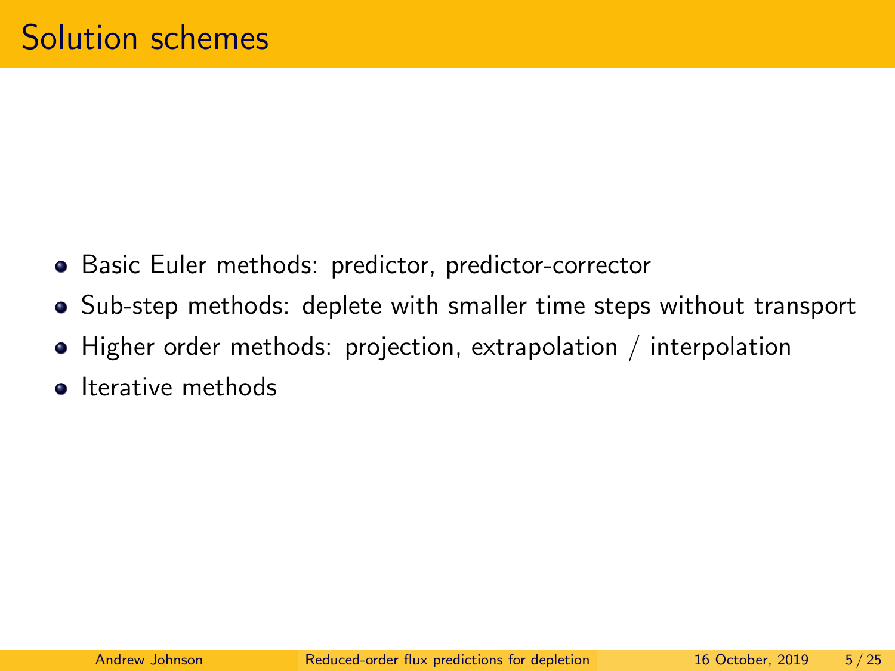# Solution schemes

- Basic Euler methods: predictor, predictor-corrector
- Sub-step methods: deplete with smaller time steps without transport
- Higher order methods: projection, extrapolation / interpolation
- Iterative methods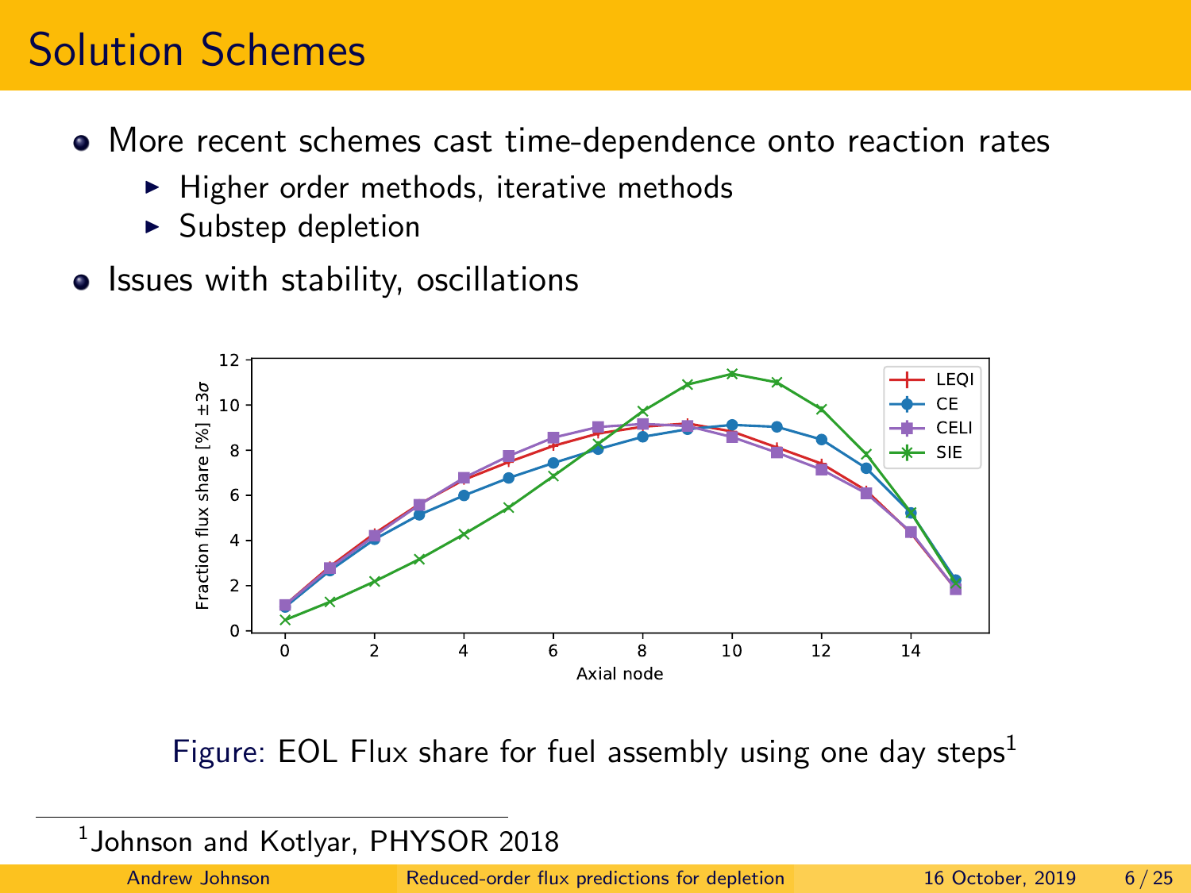# Solution Schemes

- More recent schemes cast time-dependence onto reaction rates
  - Higher order methods, iterative methods
  - Substep depletion
- Issues with stability, oscillations

Figure: EOL Flux share for fuel assembly using one day steps[1]

[1] Johnson and Kotlyar, PHYSOR 2018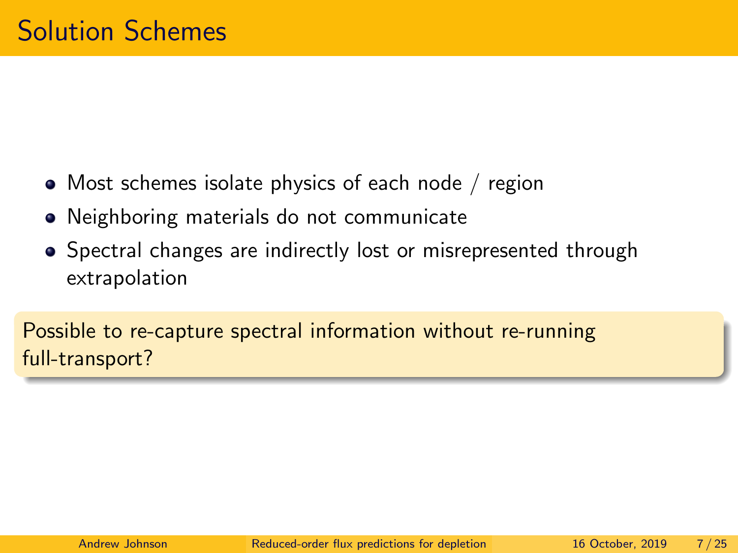# Solution Schemes

- Most schemes isolate physics of each node / region
- Neighboring materials do not communicate
- Spectral changes are indirectly lost or misrepresented through extrapolation

> Possible to re-capture spectral information without re-running full-transport?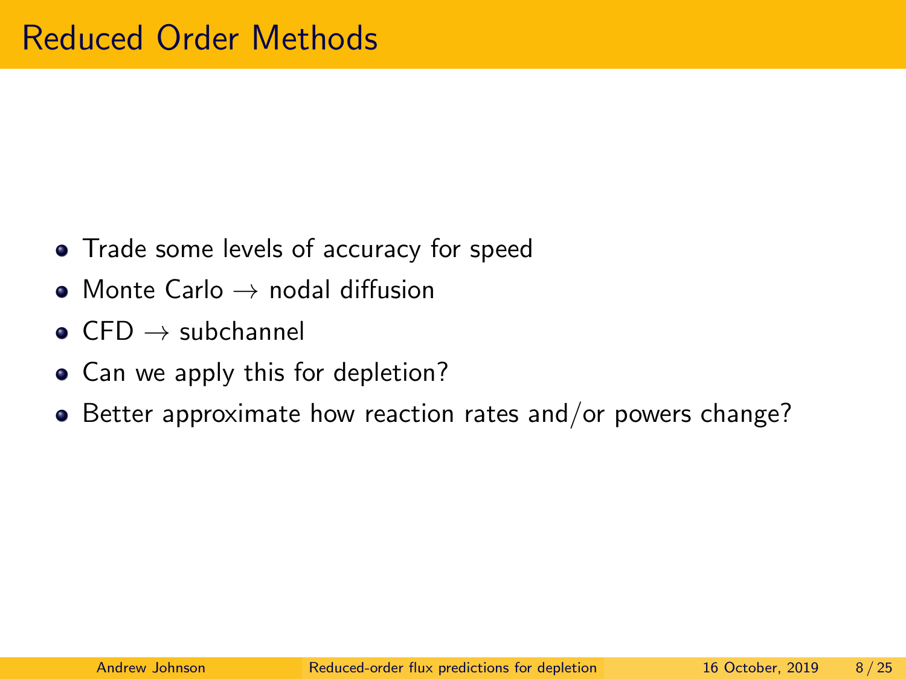# Reduced Order Methods

- Trade some levels of accuracy for speed
- Monte Carlo $\rightarrow$ nodal diffusion
- CFD $\rightarrow$ subchannel
- Can we apply this for depletion?
- Better approximate how reaction rates and/or powers change?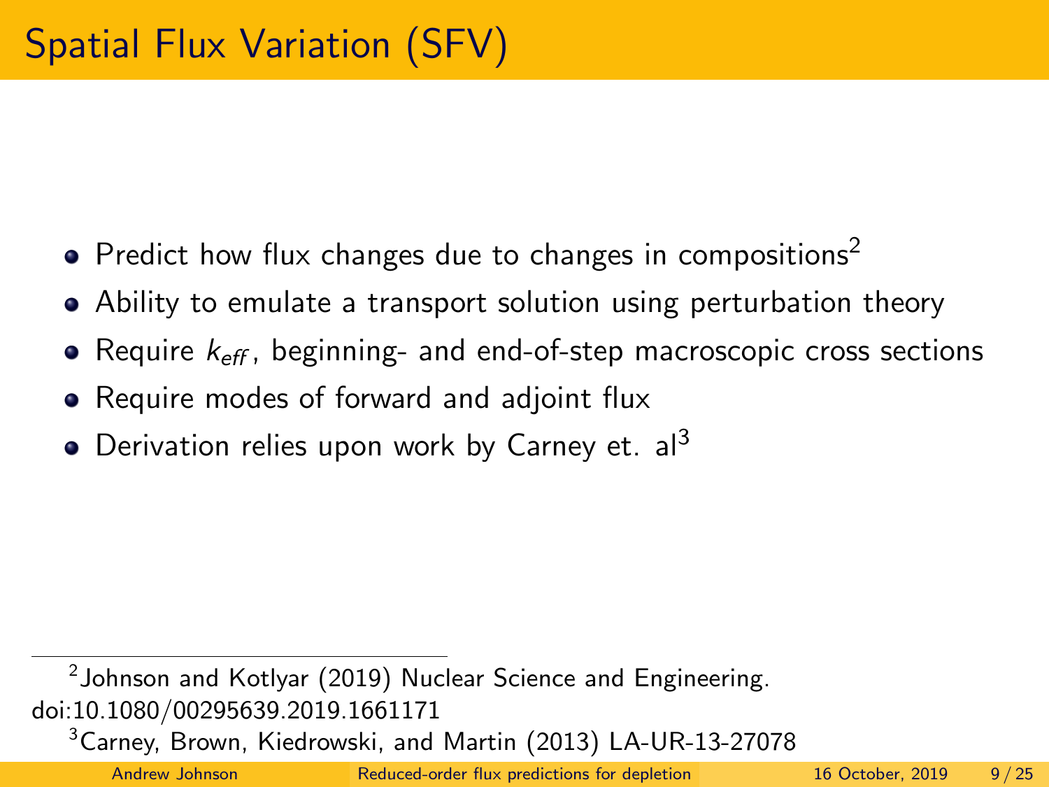# Spatial Flux Variation (SFV)

- Predict how flux changes due to changes in compositions[2]
- Ability to emulate a transport solution using perturbation theory
- Require $k_{eff}$, beginning- and end-of-step macroscopic cross sections
- Require modes of forward and adjoint flux
- Derivation relies upon work by Carney et. al[3]

---

[2] Johnson and Kotlyar (2019) Nuclear Science and Engineering. doi:10.1080/00295639.2019.1661171

[3] Carney, Brown, Kiedrowski, and Martin (2013) LA-UR-13-27078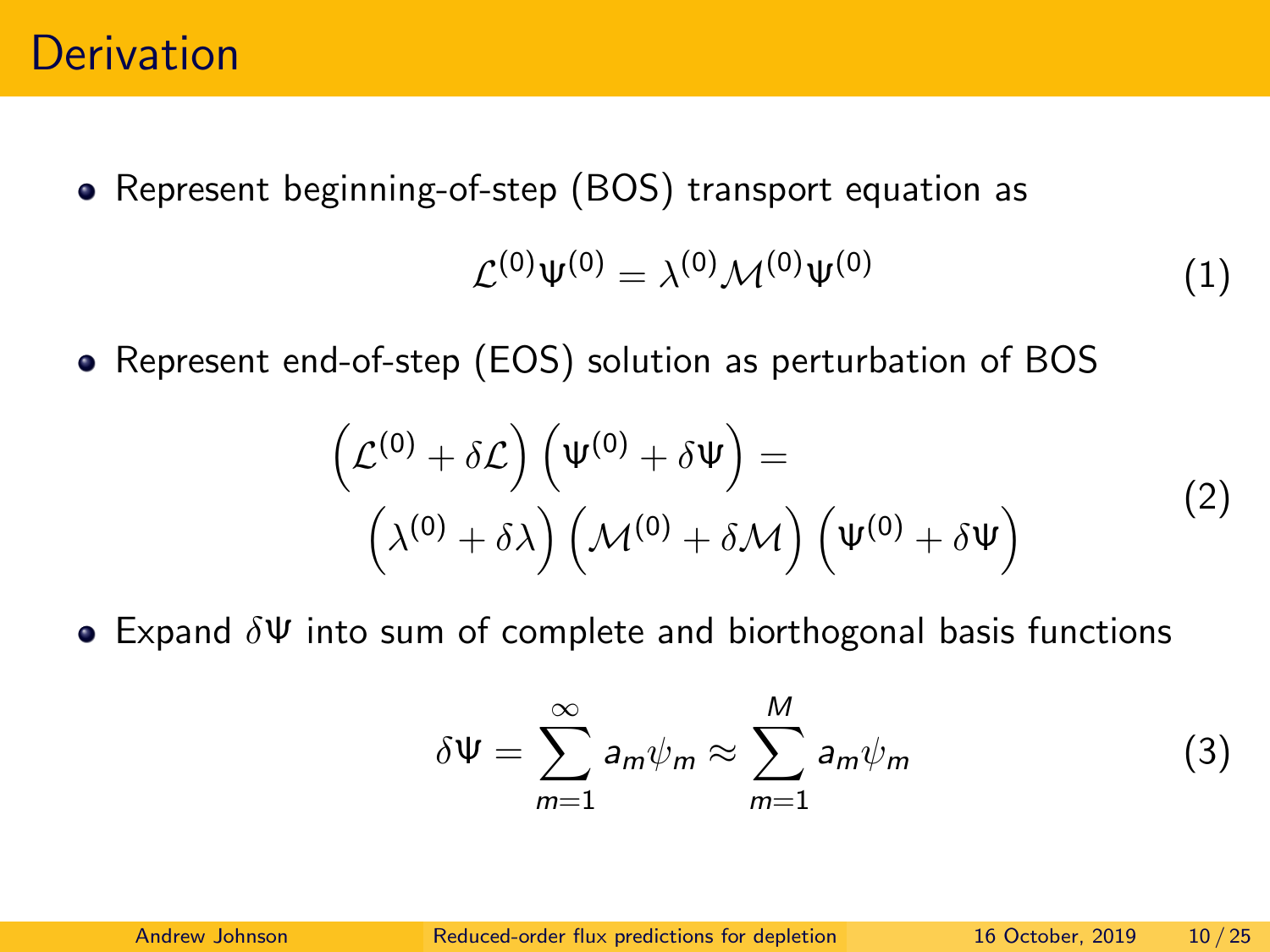# Derivation

- Represent beginning-of-step (BOS) transport equation as

$$\mathcal{L}^{(0)}\Psi^{(0)} = \lambda^{(0)}\mathcal{M}^{(0)}\Psi^{(0)} \tag{1}$$

- Represent end-of-step (EOS) solution as perturbation of BOS

$$\begin{gathered}\left(\mathcal{L}^{(0)} + \delta\mathcal{L}\right)\left(\Psi^{(0)} + \delta\Psi\right) = \\ \left(\lambda^{(0)} + \delta\lambda\right)\left(\mathcal{M}^{(0)} + \delta\mathcal{M}\right)\left(\Psi^{(0)} + \delta\Psi\right)\end{gathered} \tag{2}$$

- Expand $\delta\Psi$ into sum of complete and biorthogonal basis functions

$$\delta\Psi = \sum_{m=1}^{\infty} a_m\psi_m \approx \sum_{m=1}^{M} a_m\psi_m \tag{3}$$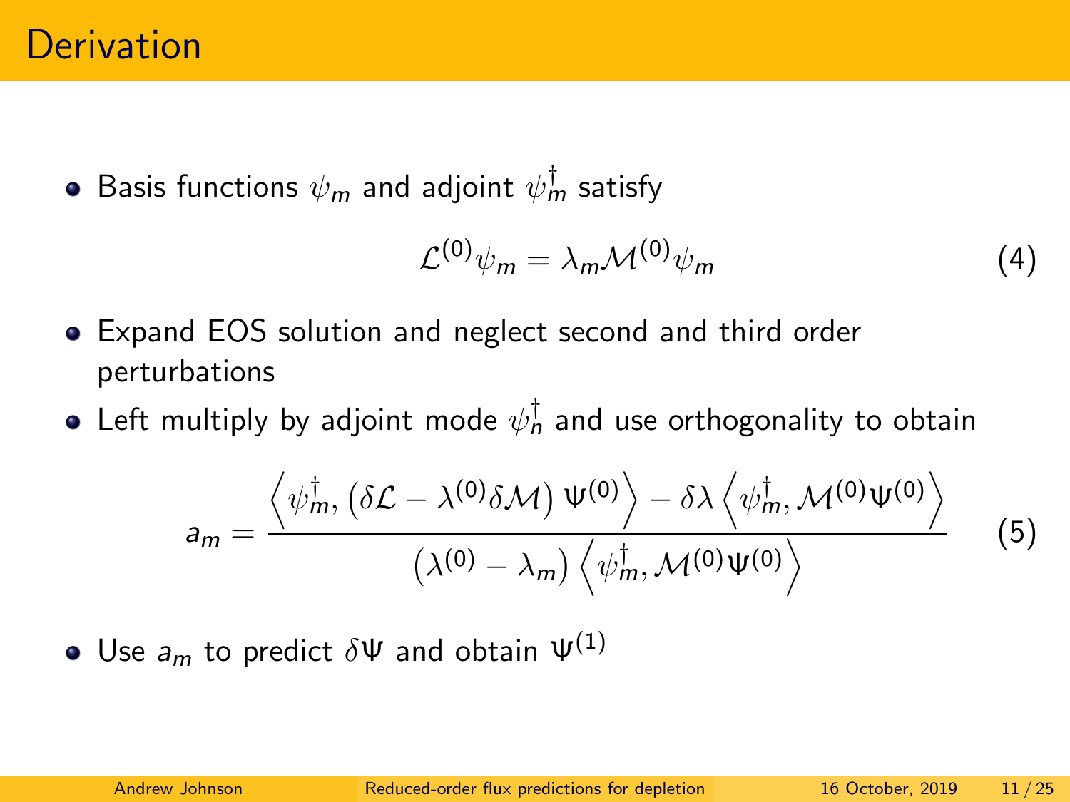# Derivation

- Basis functions $\psi_m$ and adjoint $\psi_m^\dagger$ satisfy

$$\mathcal{L}^{(0)}\psi_m = \lambda_m \mathcal{M}^{(0)}\psi_m \tag{4}$$

- Expand EOS solution and neglect second and third order perturbations
- Left multiply by adjoint mode $\psi_n^\dagger$ and use orthogonality to obtain

$$a_m = \frac{\left\langle \psi_m^\dagger, \left(\delta\mathcal{L} - \lambda^{(0)}\delta\mathcal{M}\right)\Psi^{(0)} \right\rangle - \delta\lambda \left\langle \psi_m^\dagger, \mathcal{M}^{(0)}\Psi^{(0)} \right\rangle}{\left(\lambda^{(0)} - \lambda_m\right)\left\langle \psi_m^\dagger, \mathcal{M}^{(0)}\Psi^{(0)} \right\rangle} \tag{5}$$

- Use $a_m$ to predict $\delta\Psi$ and obtain $\Psi^{(1)}$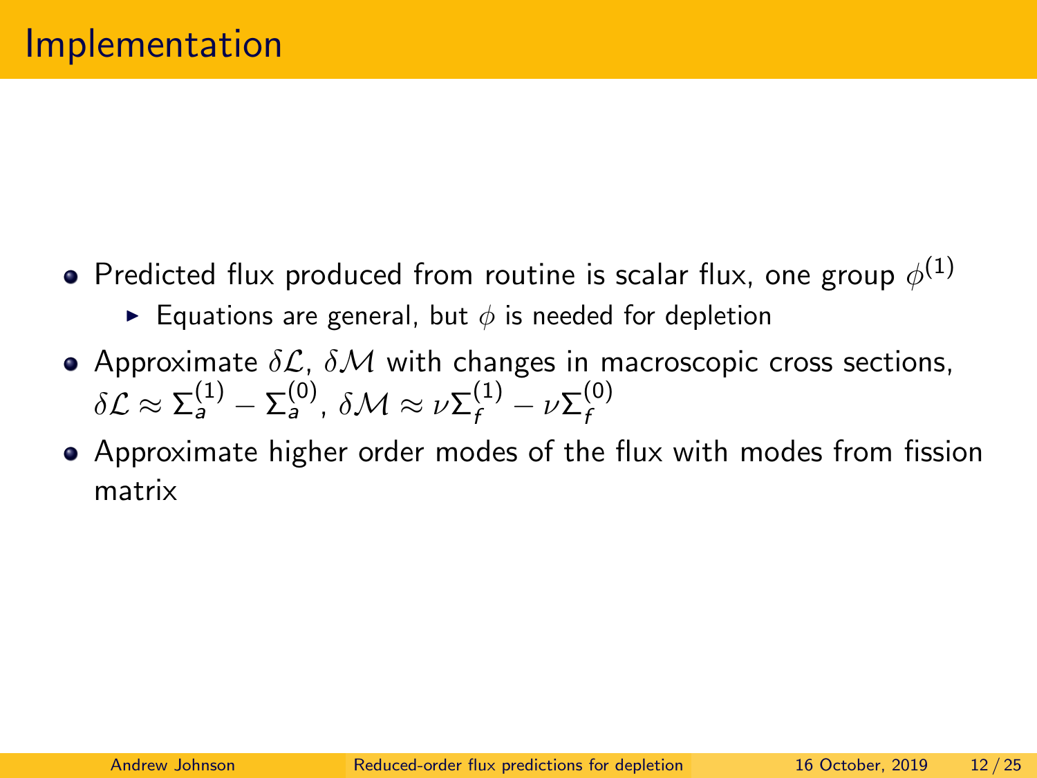# Implementation

- Predicted flux produced from routine is scalar flux, one group $\phi^{(1)}$
  - Equations are general, but $\phi$ is needed for depletion
- Approximate $\delta\mathcal{L}$, $\delta\mathcal{M}$ with changes in macroscopic cross sections, $\delta\mathcal{L} \approx \Sigma_a^{(1)} - \Sigma_a^{(0)}$, $\delta\mathcal{M} \approx \nu\Sigma_f^{(1)} - \nu\Sigma_f^{(0)}$
- Approximate higher order modes of the flux with modes from fission matrix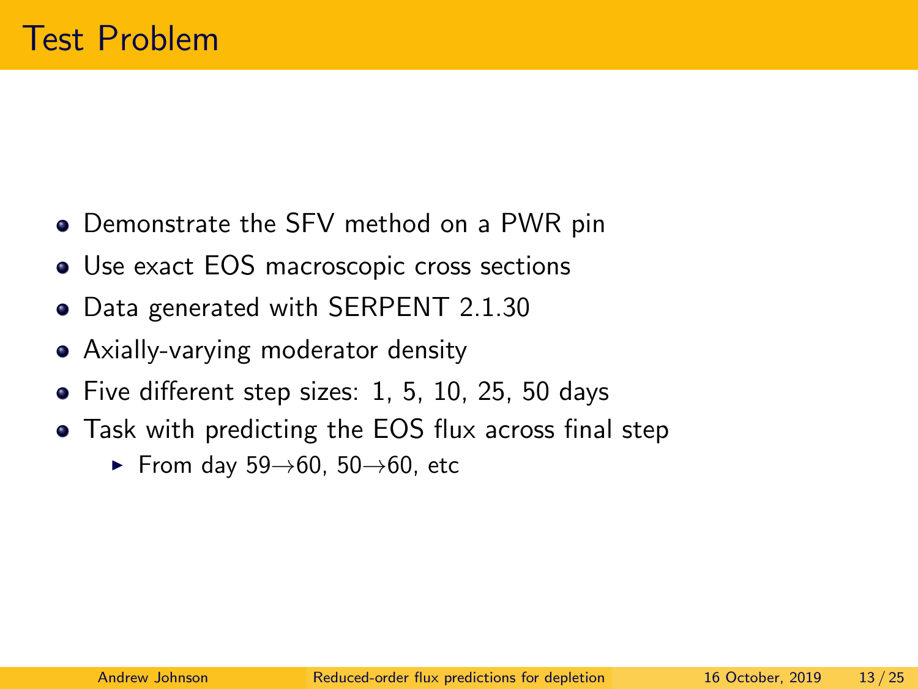# Test Problem

- Demonstrate the SFV method on a PWR pin
- Use exact EOS macroscopic cross sections
- Data generated with SERPENT 2.1.30
- Axially-varying moderator density
- Five different step sizes: 1, 5, 10, 25, 50 days
- Task with predicting the EOS flux across final step
  - From day 59$\rightarrow$60, 50$\rightarrow$60, etc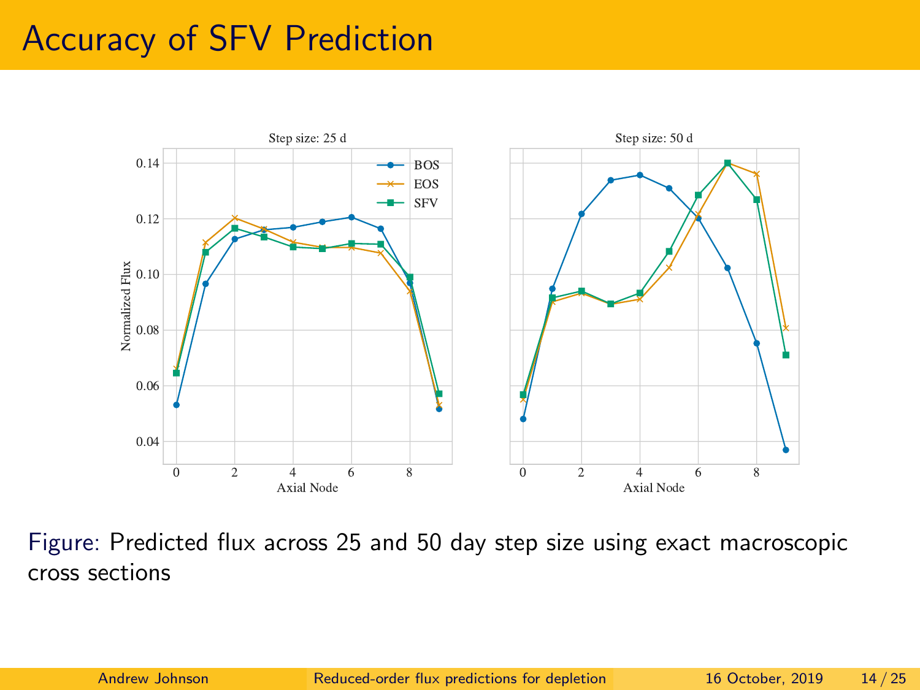# Accuracy of SFV Prediction

Figure: Predicted flux across 25 and 50 day step size using exact macroscopic cross sections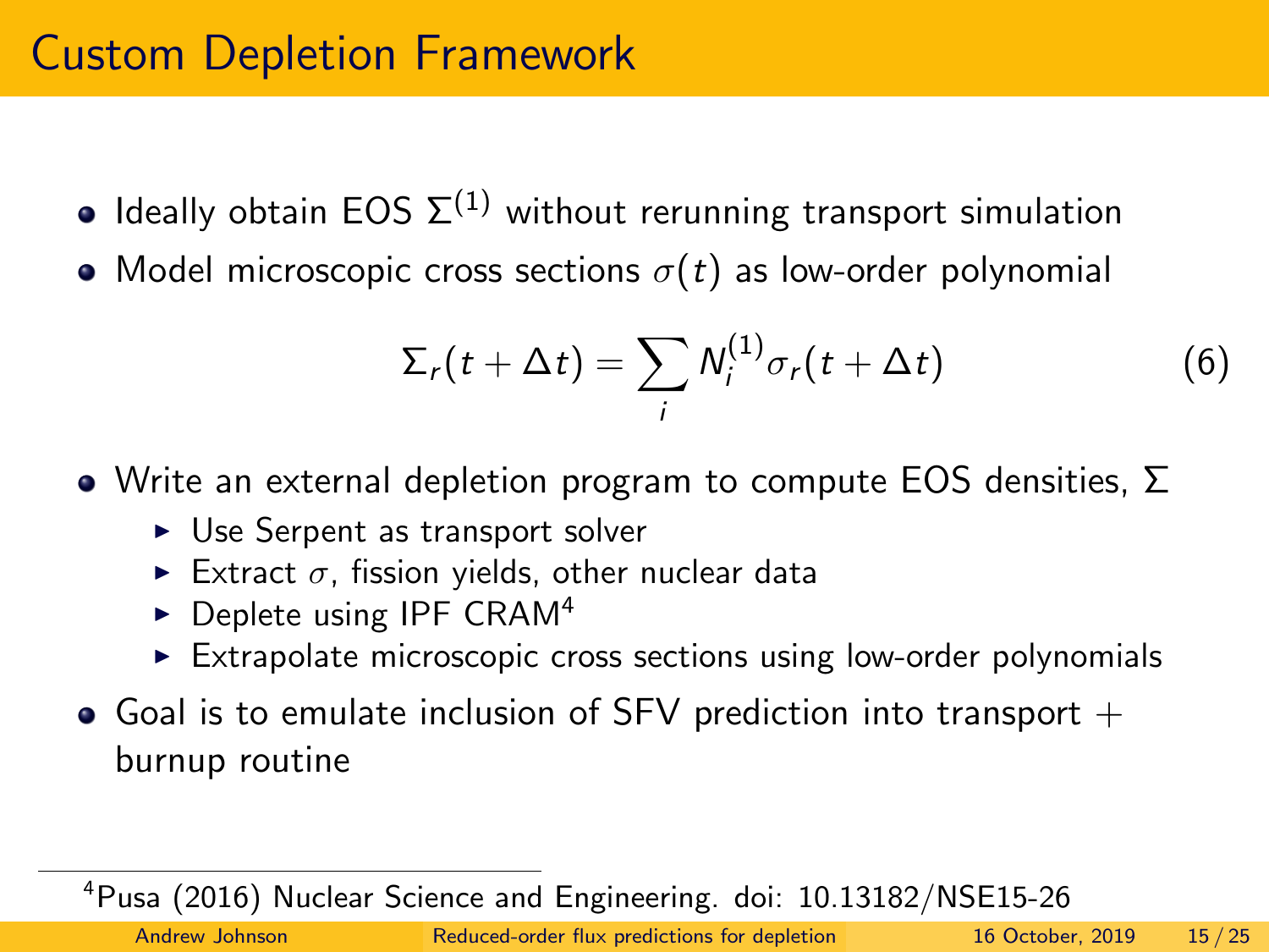# Custom Depletion Framework

- Ideally obtain EOS $\Sigma^{(1)}$ without rerunning transport simulation
- Model microscopic cross sections $\sigma(t)$ as low-order polynomial

$$\Sigma_r(t + \Delta t) = \sum_i N_i^{(1)} \sigma_r(t + \Delta t) \tag{6}$$

- Write an external depletion program to compute EOS densities, $\Sigma$
  - Use Serpent as transport solver
  - Extract $\sigma$, fission yields, other nuclear data
  - Deplete using IPF CRAM[4]
  - Extrapolate microscopic cross sections using low-order polynomials
- Goal is to emulate inclusion of SFV prediction into transport + burnup routine

[4] Pusa (2016) Nuclear Science and Engineering. doi: 10.13182/NSE15-26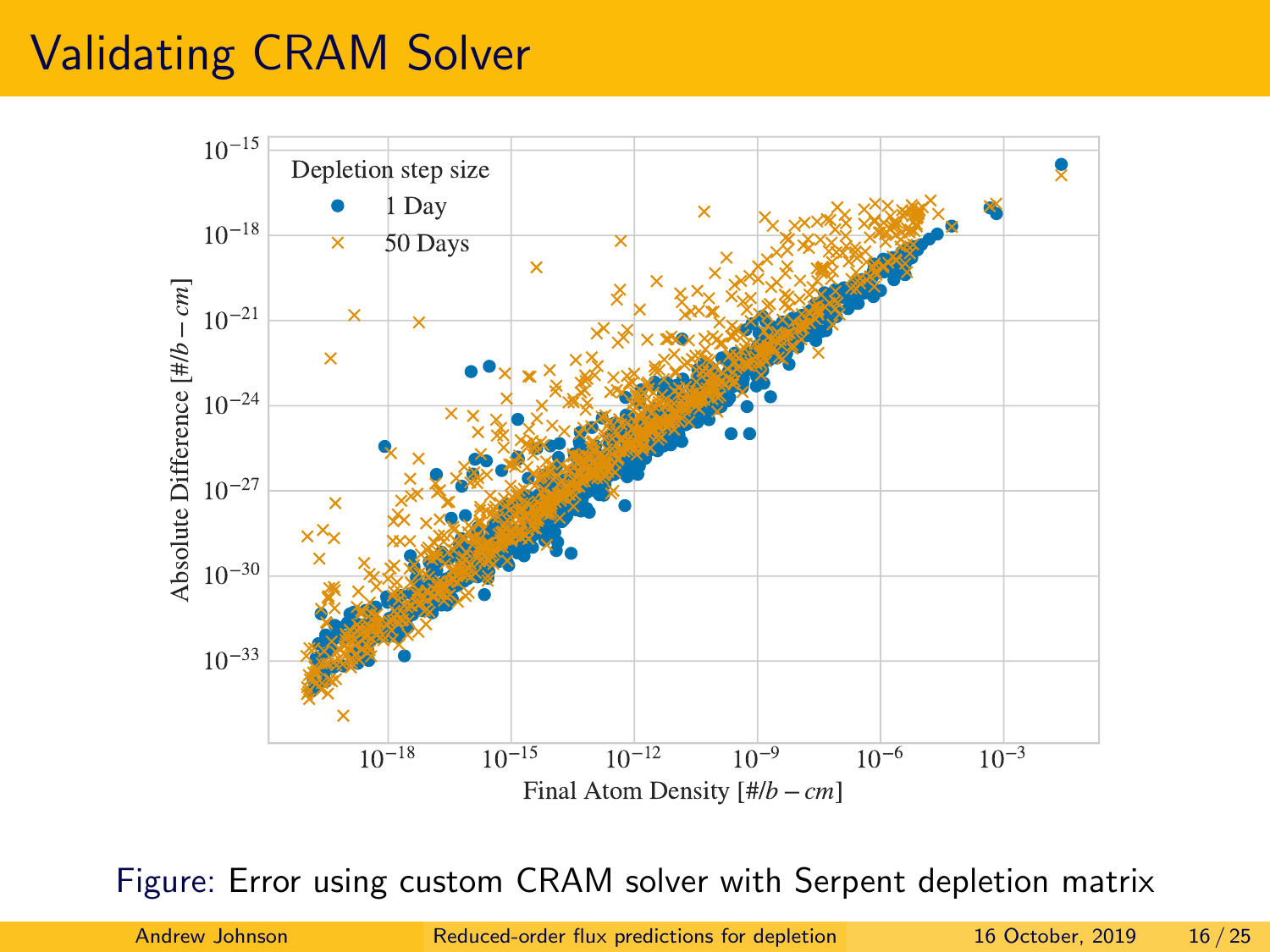# Validating CRAM Solver

Figure: Error using custom CRAM solver with Serpent depletion matrix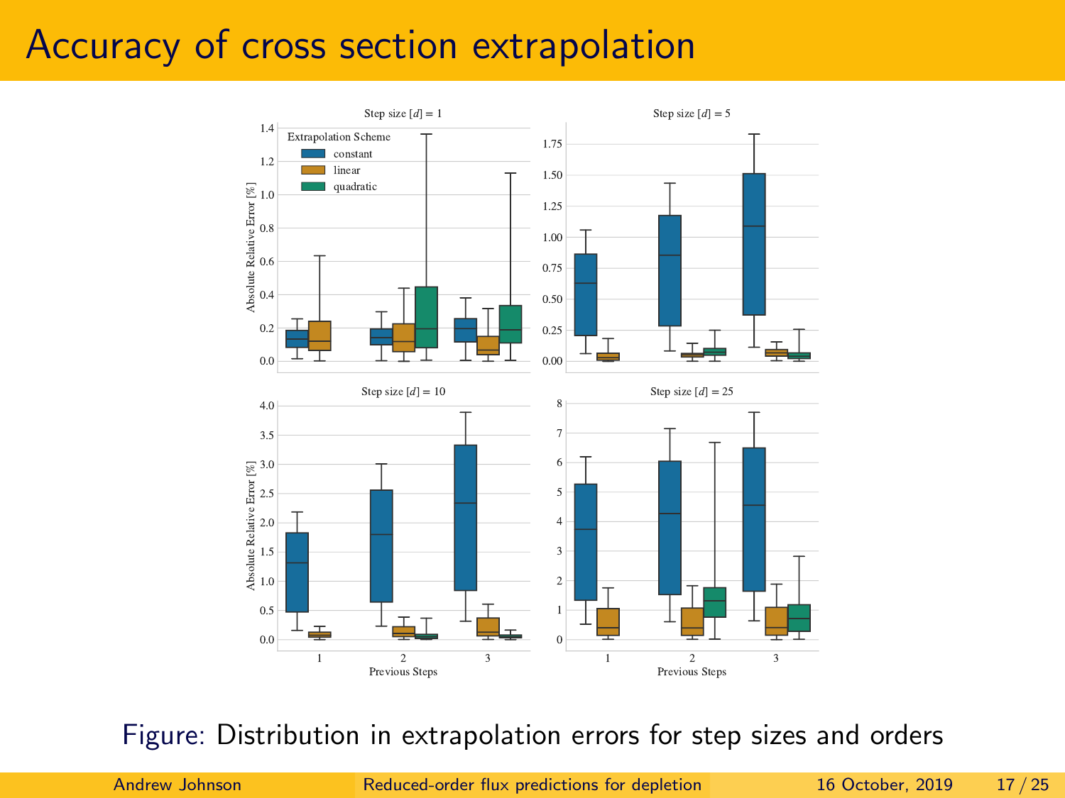# Accuracy of cross section extrapolation

Figure: Distribution in extrapolation errors for step sizes and orders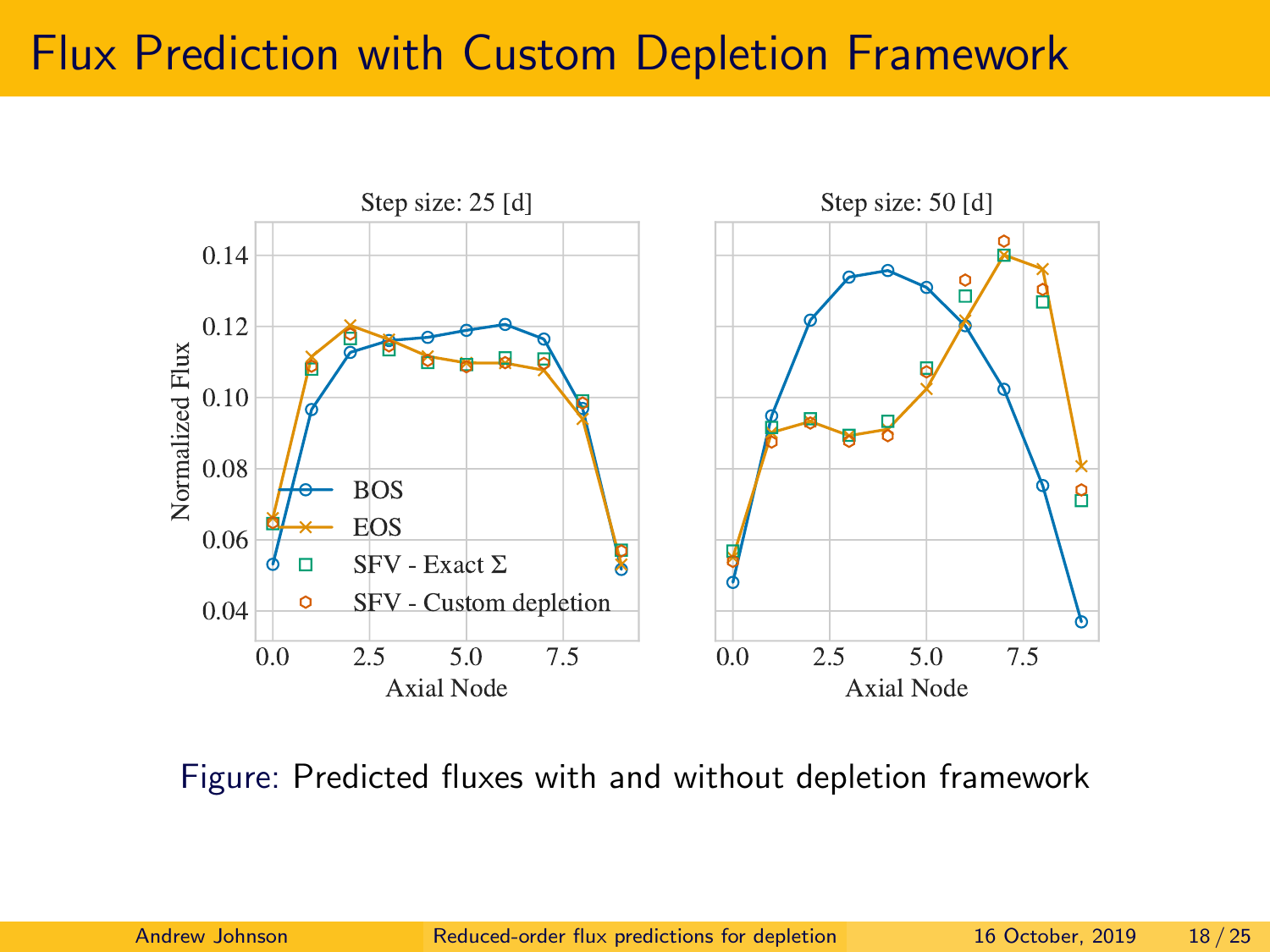# Flux Prediction with Custom Depletion Framework

Figure: Predicted fluxes with and without depletion framework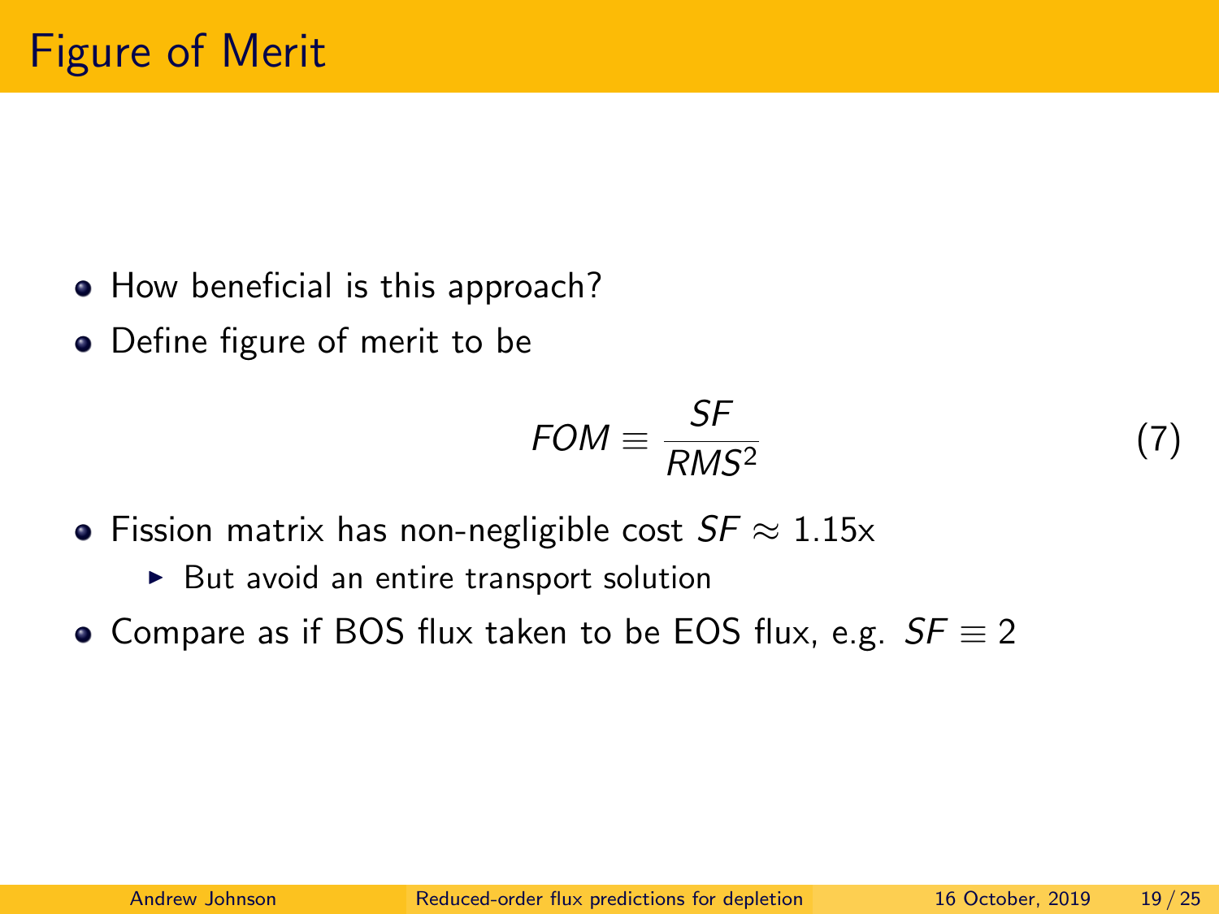# Figure of Merit

- How beneficial is this approach?
- Define figure of merit to be

$$FOM \equiv \frac{SF}{RMS^2} \tag{7}$$

- Fission matrix has non-negligible cost $SF \approx 1.15$x
  - But avoid an entire transport solution
- Compare as if BOS flux taken to be EOS flux, e.g. $SF \equiv 2$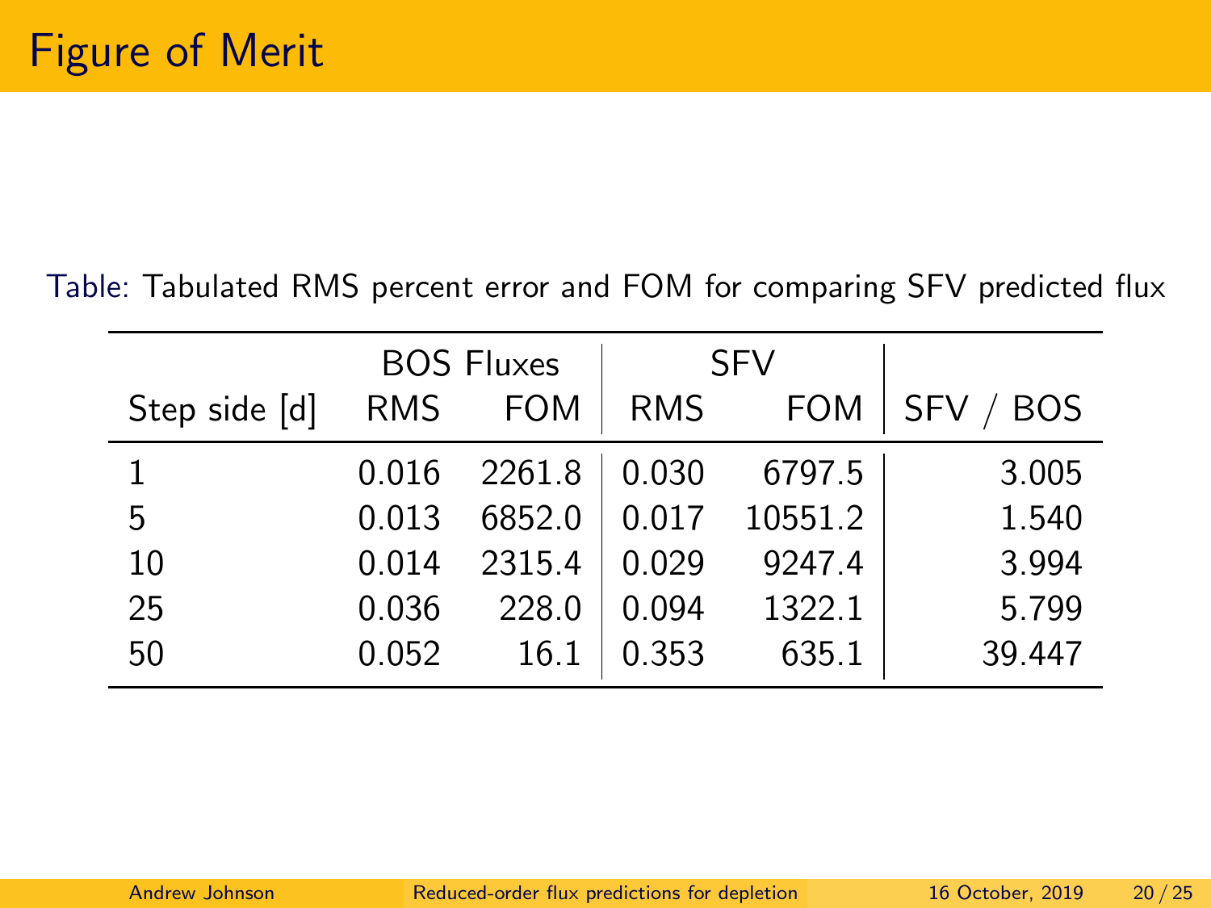# Figure of Merit

Table: Tabulated RMS percent error and FOM for comparing SFV predicted flux

| | BOS Fluxes | | SFV | | |
|---|---|---|---|---|---|
| Step side [d] | RMS | FOM | RMS | FOM | SFV / BOS |
| 1 | 0.016 | 2261.8 | 0.030 | 6797.5 | 3.005 |
| 5 | 0.013 | 6852.0 | 0.017 | 10551.2 | 1.540 |
| 10 | 0.014 | 2315.4 | 0.029 | 9247.4 | 3.994 |
| 25 | 0.036 | 228.0 | 0.094 | 1322.1 | 5.799 |
| 50 | 0.052 | 16.1 | 0.353 | 635.1 | 39.447 |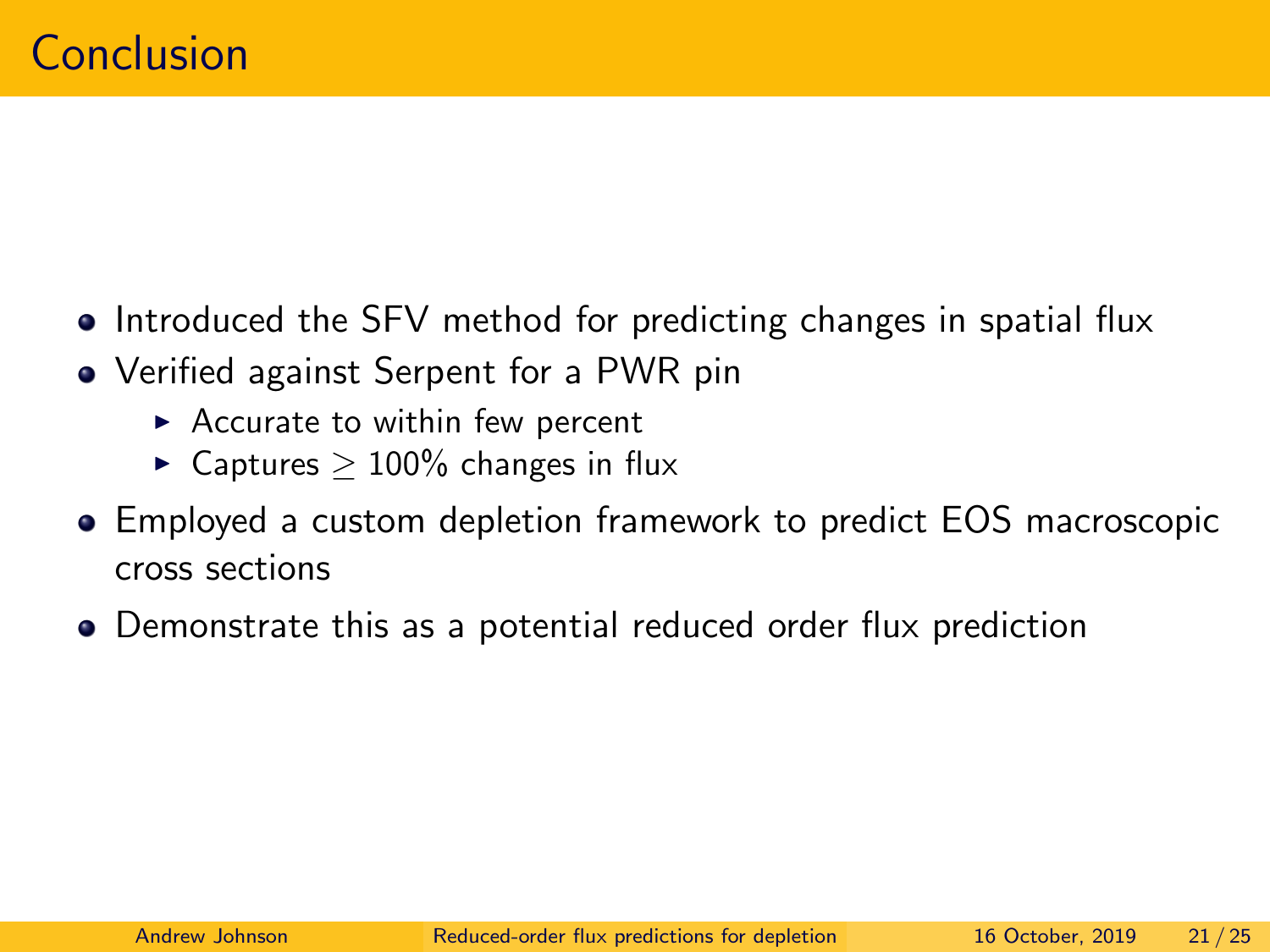# Conclusion

- Introduced the SFV method for predicting changes in spatial flux
- Verified against Serpent for a PWR pin
  - Accurate to within few percent
  - Captures $\geq 100\%$ changes in flux
- Employed a custom depletion framework to predict EOS macroscopic cross sections
- Demonstrate this as a potential reduced order flux prediction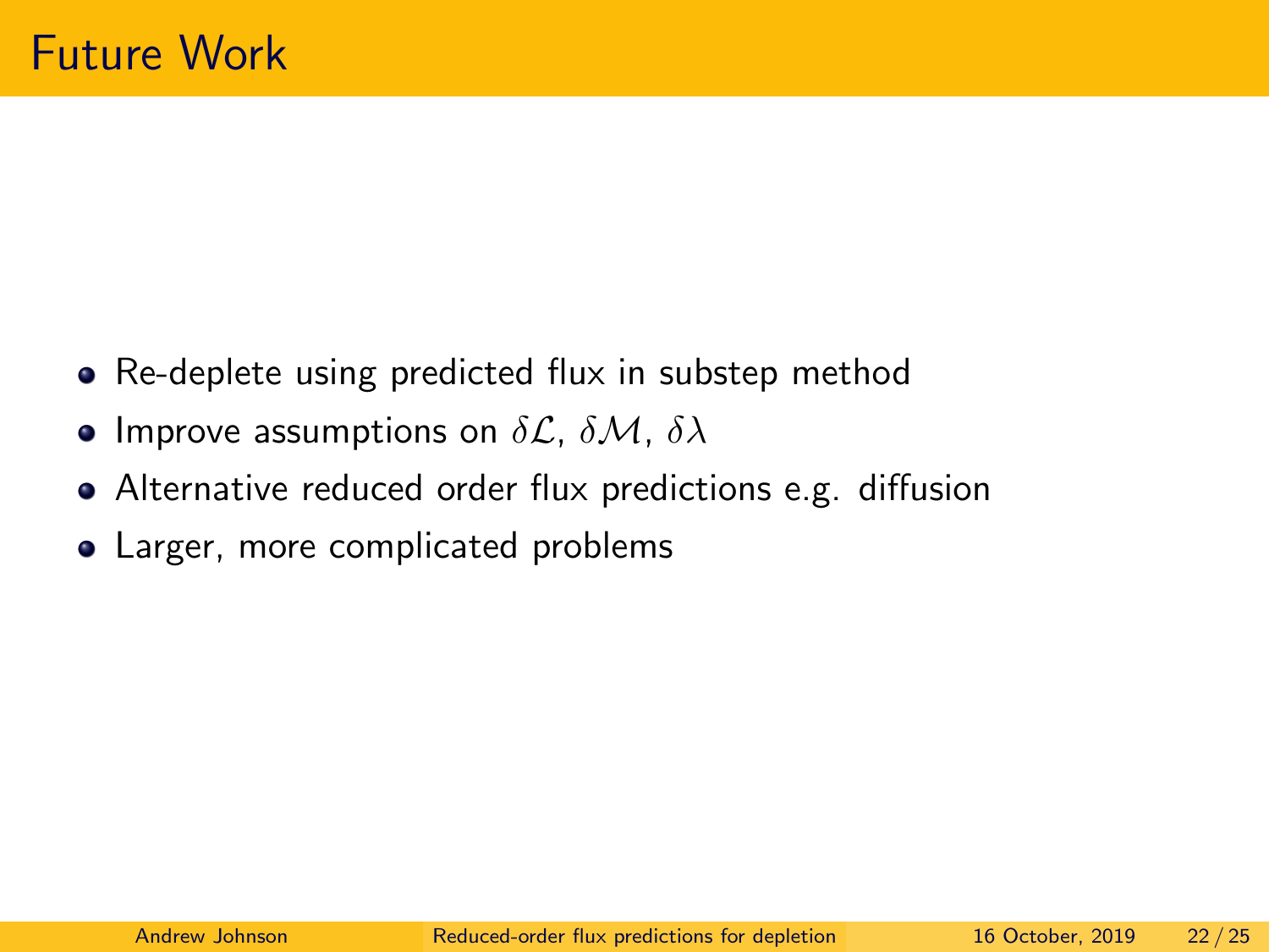# Future Work

- Re-deplete using predicted flux in substep method
- Improve assumptions on $\delta\mathcal{L}$, $\delta\mathcal{M}$, $\delta\lambda$
- Alternative reduced order flux predictions e.g. diffusion
- Larger, more complicated problems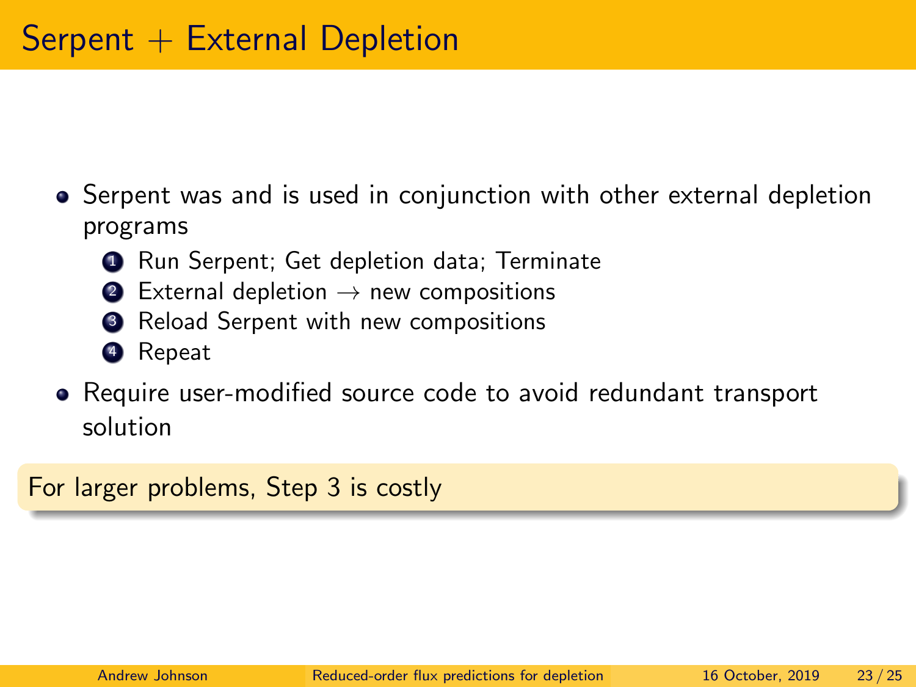# Serpent + External Depletion

- Serpent was and is used in conjunction with other external depletion programs
  1. Run Serpent; Get depletion data; Terminate
  2. External depletion $\rightarrow$ new compositions
  3. Reload Serpent with new compositions
  4. Repeat
- Require user-modified source code to avoid redundant transport solution

For larger problems, Step 3 is costly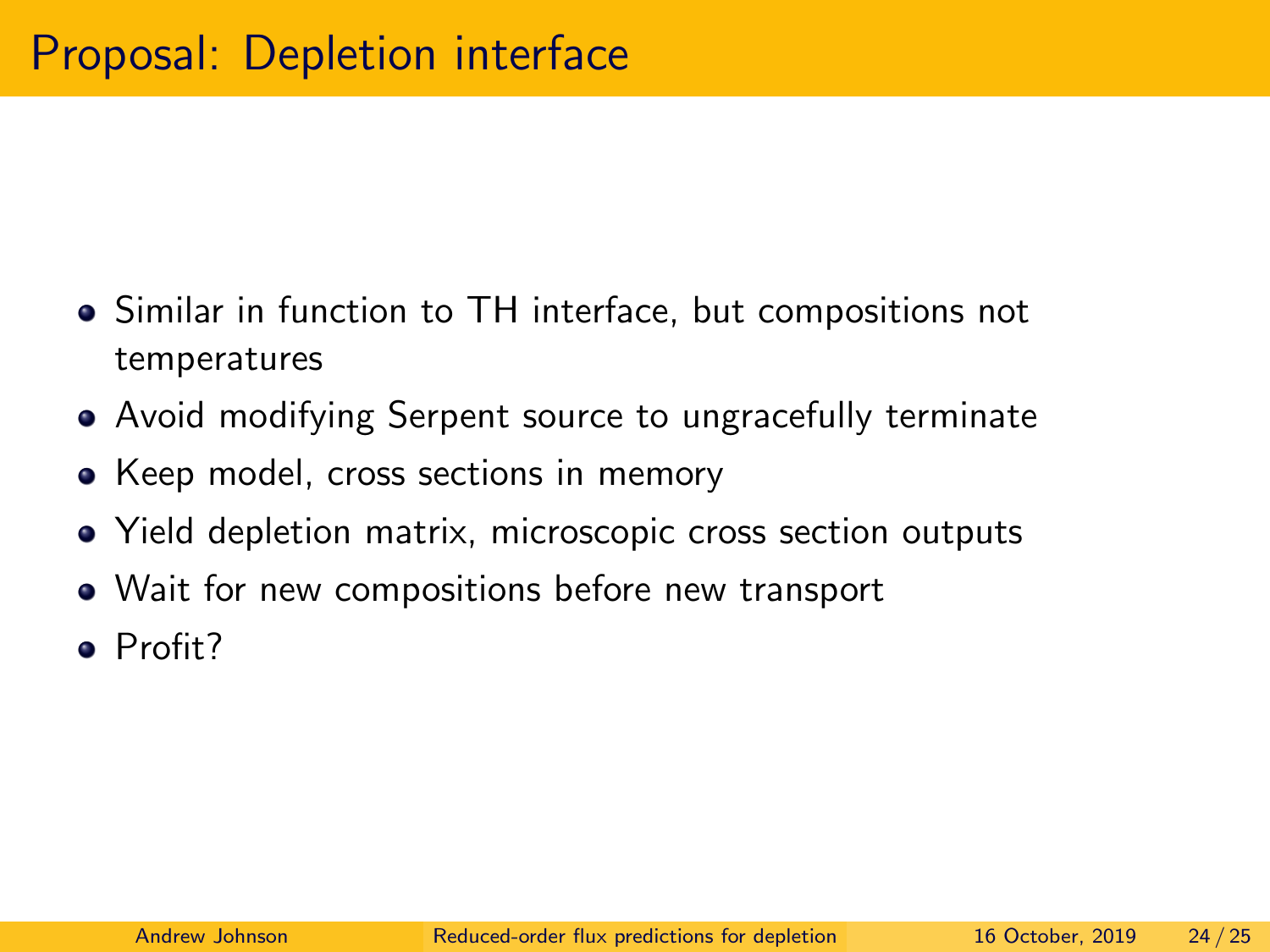# Proposal: Depletion interface

- Similar in function to TH interface, but compositions not temperatures
- Avoid modifying Serpent source to ungracefully terminate
- Keep model, cross sections in memory
- Yield depletion matrix, microscopic cross section outputs
- Wait for new compositions before new transport
- Profit?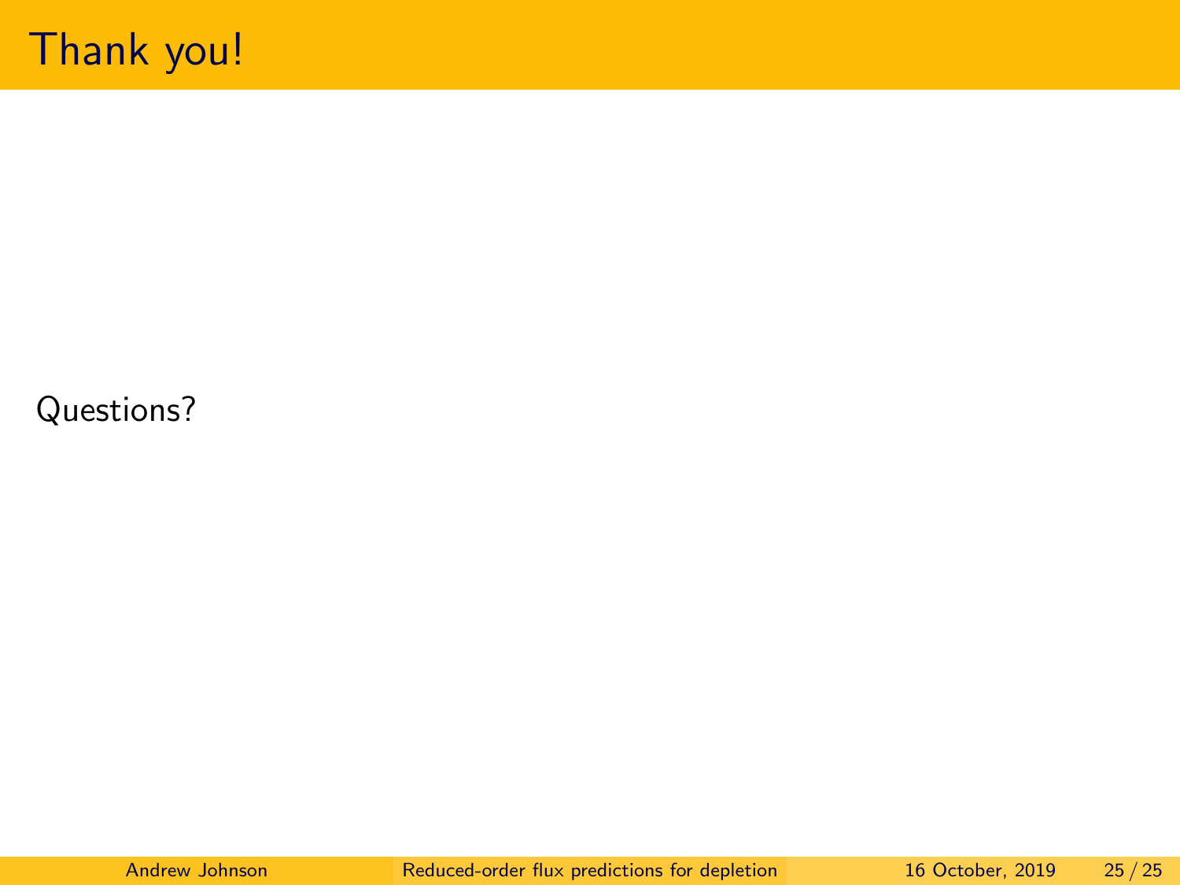# Thank you!

Questions?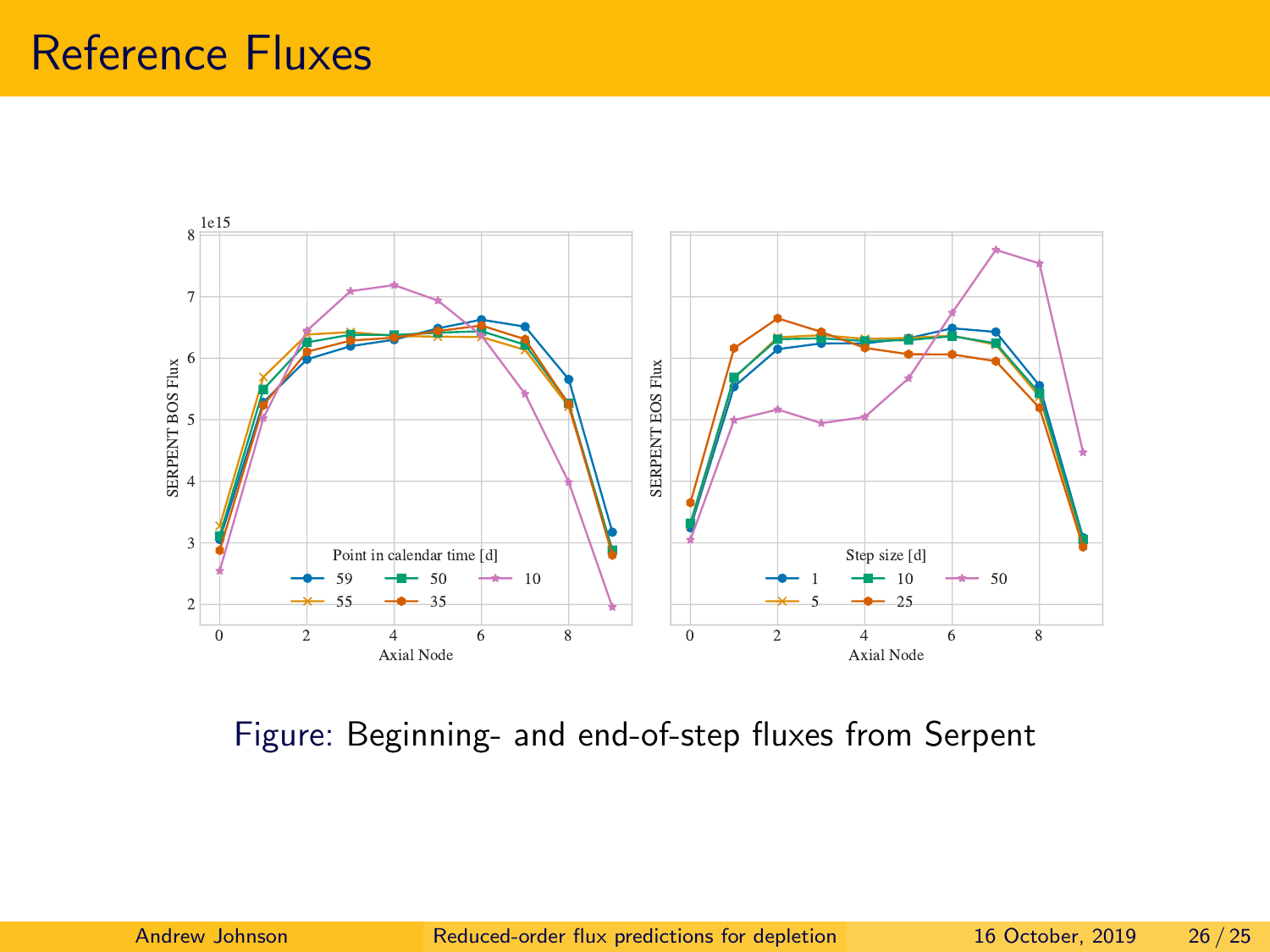# Reference Fluxes

Figure: Beginning- and end-of-step fluxes from Serpent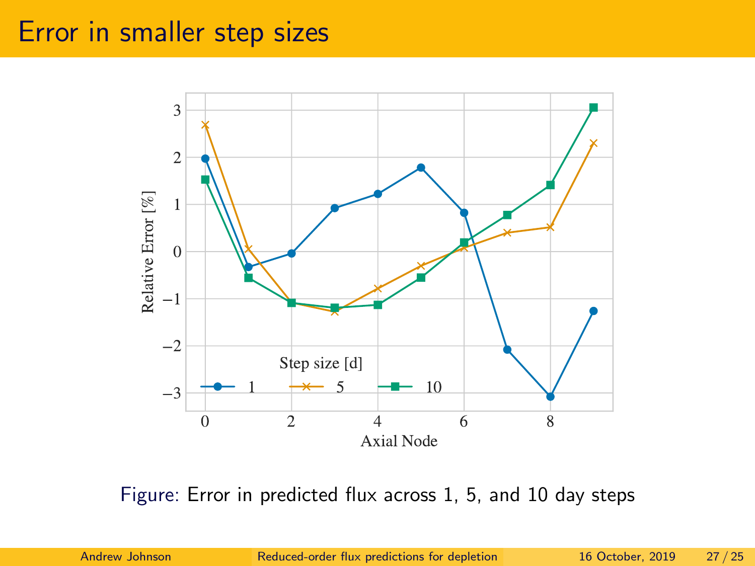# Error in smaller step sizes

Figure: Error in predicted flux across 1, 5, and 10 day steps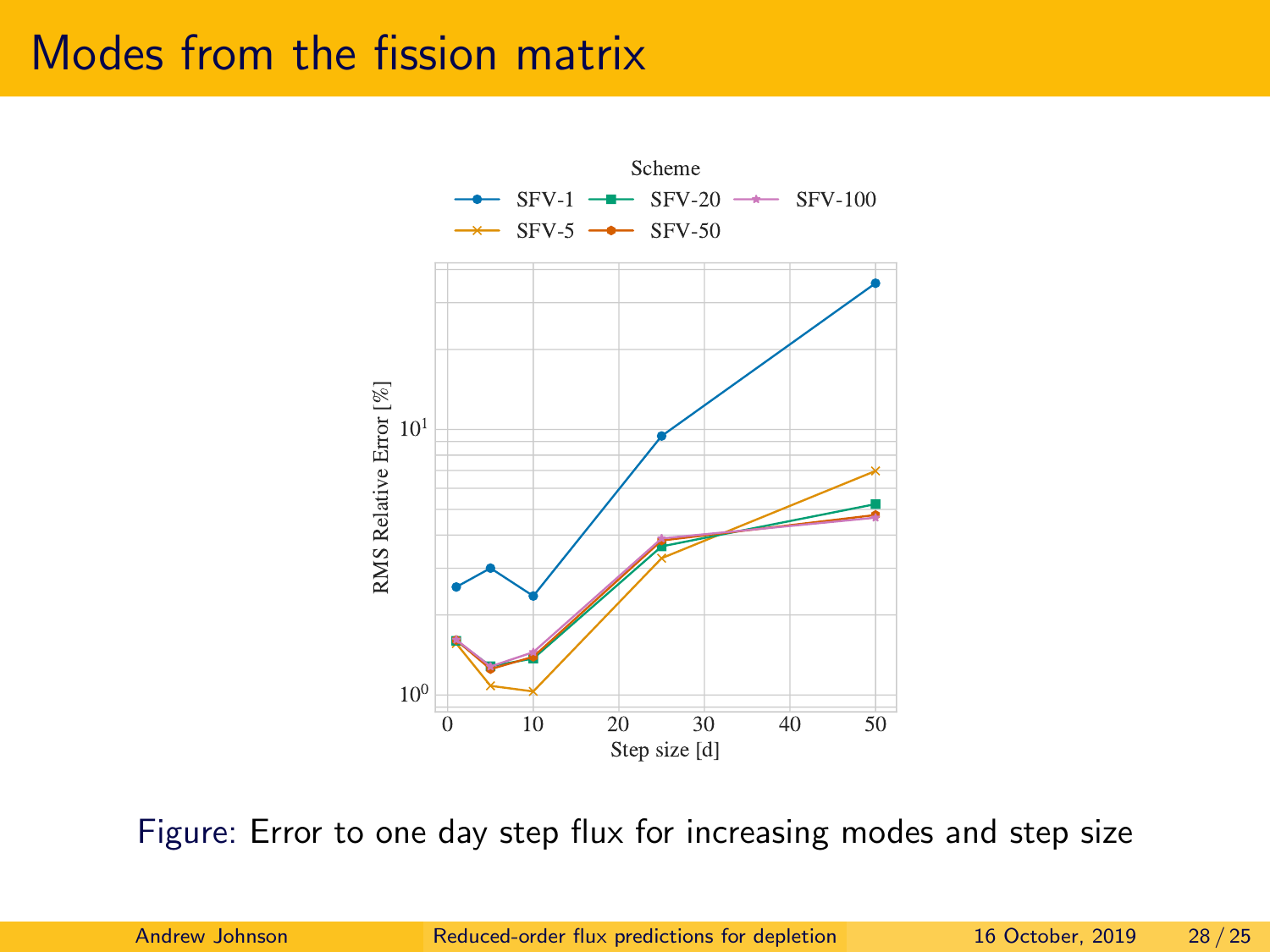# Modes from the fission matrix

Figure: Error to one day step flux for increasing modes and step size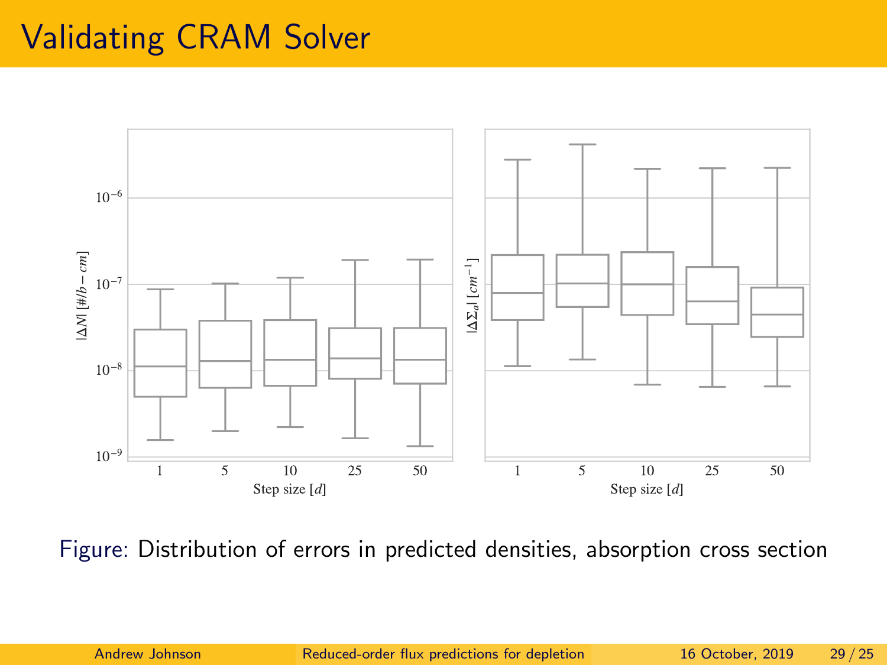# Validating CRAM Solver

$|\Delta N|$ [$\#/b-cm$]

$10^{-6}$

$10^{-7}$

$10^{-8}$

$10^{-9}$

1 5 10 25 50

Step size [$d$]

$|\Delta \Sigma_a|$ [$cm^{-1}$]

1 5 10 25 50

Step size [$d$]

Figure: Distribution of errors in predicted densities, absorption cross section